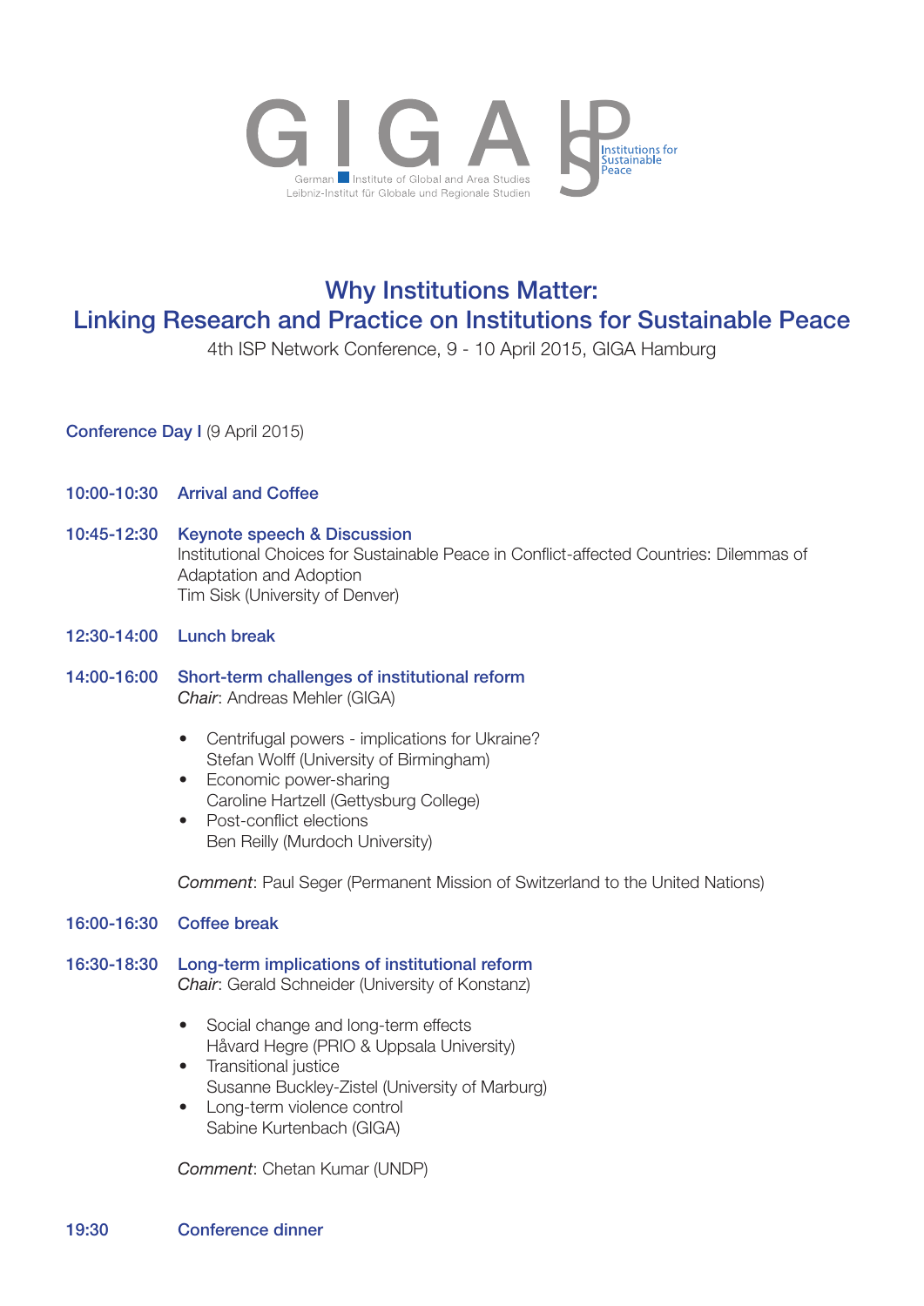GIGA German Institute of Global and Area Studies
Leibniz-Institut für Globale und Regionale Studien

ISP Institutions for Sustainable Peace

# Why Institutions Matter: Linking Research and Practice on Institutions for Sustainable Peace

4th ISP Network Conference, 9 - 10 April 2015, GIGA Hamburg

## Conference Day I (9 April 2015)

**10:00-10:30** **Arrival and Coffee**

**10:45-12:30** **Keynote speech & Discussion**
Institutional Choices for Sustainable Peace in Conflict-affected Countries: Dilemmas of Adaptation and Adoption
Tim Sisk (University of Denver)

**12:30-14:00** **Lunch break**

**14:00-16:00** **Short-term challenges of institutional reform**
*Chair*: Andreas Mehler (GIGA)

- Centrifugal powers - implications for Ukraine?
  Stefan Wolff (University of Birmingham)
- Economic power-sharing
  Caroline Hartzell (Gettysburg College)
- Post-conflict elections
  Ben Reilly (Murdoch University)

*Comment*: Paul Seger (Permanent Mission of Switzerland to the United Nations)

**16:00-16:30** **Coffee break**

**16:30-18:30** **Long-term implications of institutional reform**
*Chair*: Gerald Schneider (University of Konstanz)

- Social change and long-term effects
  Håvard Hegre (PRIO & Uppsala University)
- Transitional justice
  Susanne Buckley-Zistel (University of Marburg)
- Long-term violence control
  Sabine Kurtenbach (GIGA)

*Comment*: Chetan Kumar (UNDP)

**19:30** **Conference dinner**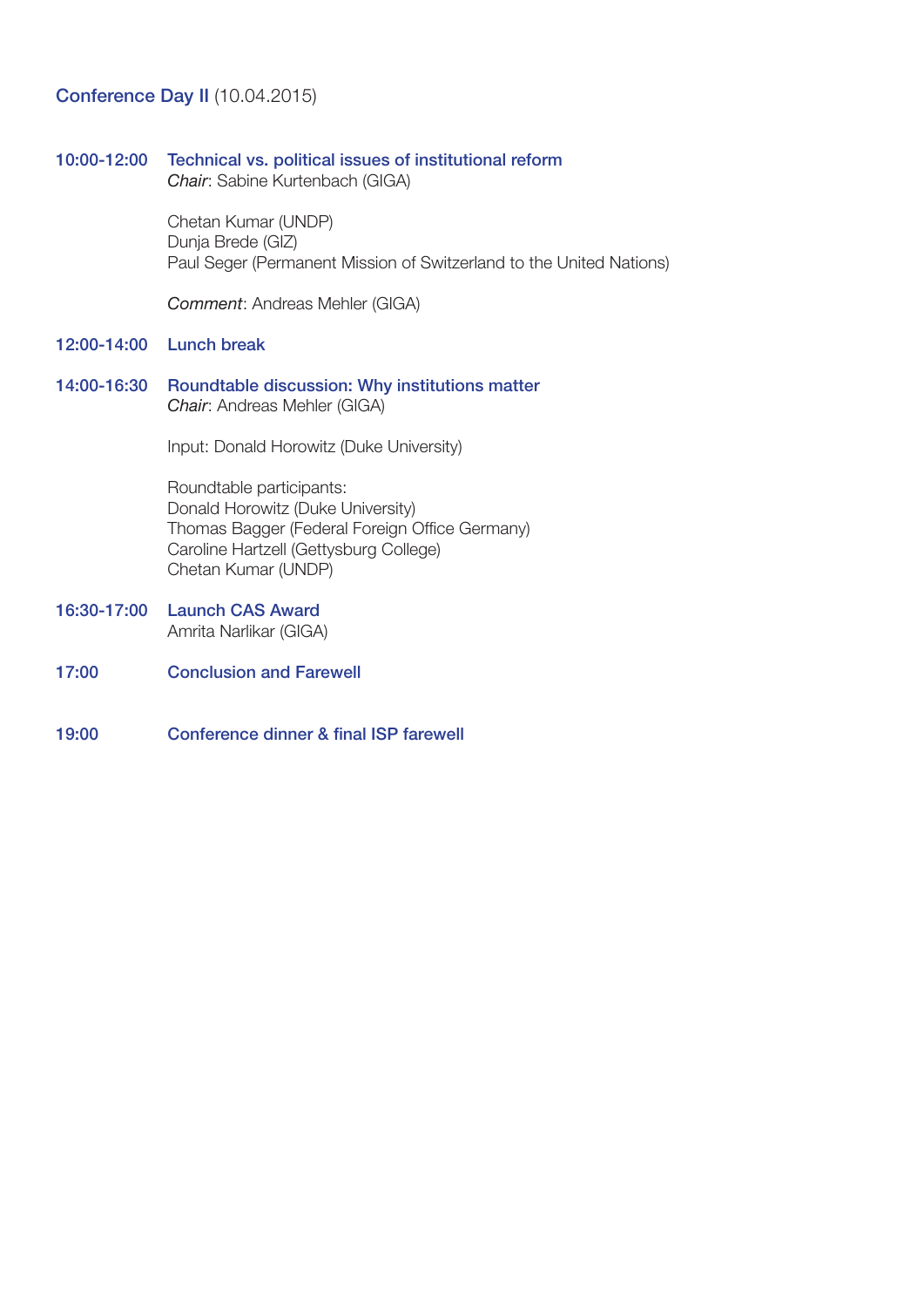## Conference Day II (10.04.2015)

**10:00-12:00** **Technical vs. political issues of institutional reform**
*Chair*: Sabine Kurtenbach (GIGA)

Chetan Kumar (UNDP)
Dunja Brede (GIZ)
Paul Seger (Permanent Mission of Switzerland to the United Nations)

*Comment*: Andreas Mehler (GIGA)

**12:00-14:00** **Lunch break**

**14:00-16:30** **Roundtable discussion: Why institutions matter**
*Chair*: Andreas Mehler (GIGA)

Input: Donald Horowitz (Duke University)

Roundtable participants:
Donald Horowitz (Duke University)
Thomas Bagger (Federal Foreign Office Germany)
Caroline Hartzell (Gettysburg College)
Chetan Kumar (UNDP)

**16:30-17:00** **Launch CAS Award**
Amrita Narlikar (GIGA)

**17:00** **Conclusion and Farewell**

**19:00** **Conference dinner & final ISP farewell**